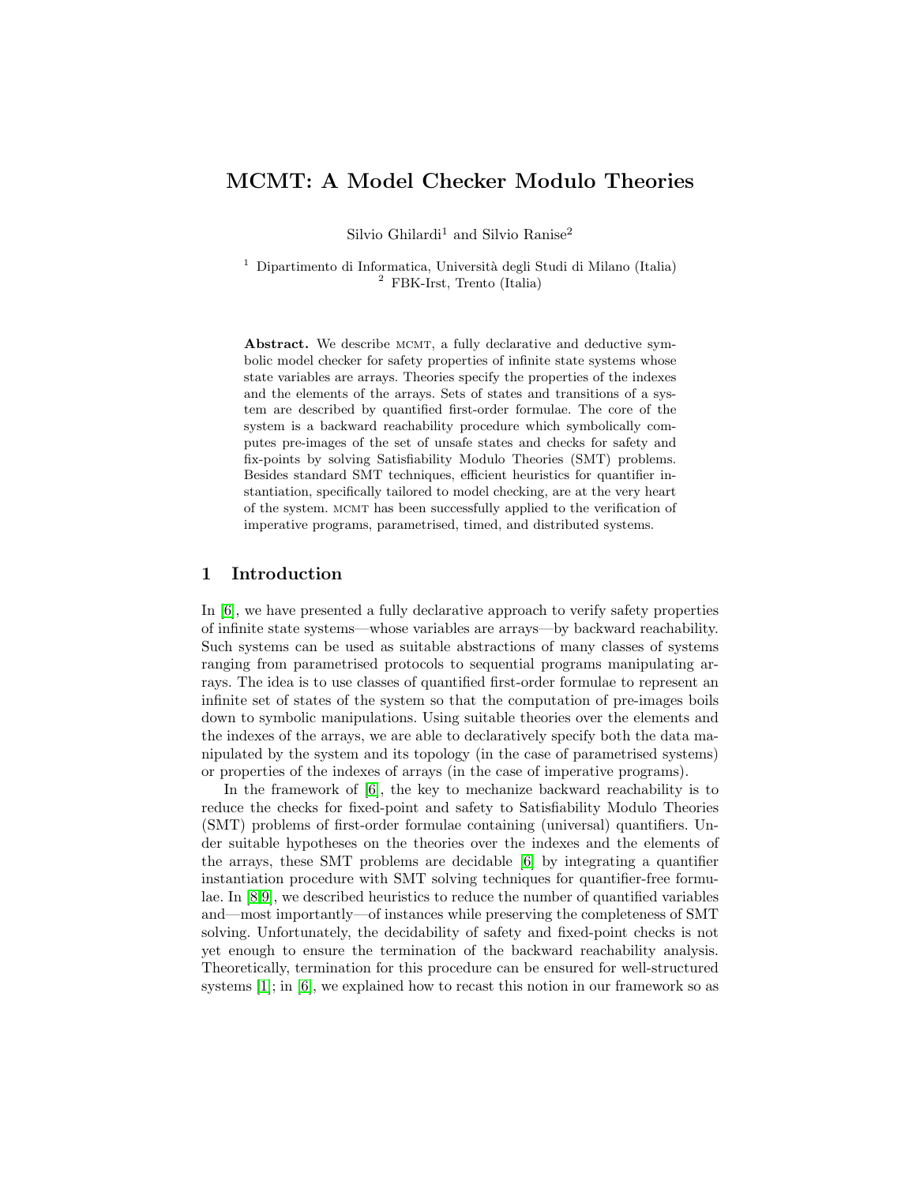# MCMT: A Model Checker Modulo Theories

Silvio Ghilardi[1] and Silvio Ranise[2]

[1] Dipartimento di Informatica, Università degli Studi di Milano (Italia)
[2] FBK-Irst, Trento (Italia)

**Abstract.** We describe MCMT, a fully declarative and deductive symbolic model checker for safety properties of infinite state systems whose state variables are arrays. Theories specify the properties of the indexes and the elements of the arrays. Sets of states and transitions of a system are described by quantified first-order formulae. The core of the system is a backward reachability procedure which symbolically computes pre-images of the set of unsafe states and checks for safety and fix-points by solving Satisfiability Modulo Theories (SMT) problems. Besides standard SMT techniques, efficient heuristics for quantifier instantiation, specifically tailored to model checking, are at the very heart of the system. MCMT has been successfully applied to the verification of imperative programs, parametrised, timed, and distributed systems.

## 1 Introduction

In [6], we have presented a fully declarative approach to verify safety properties of infinite state systems—whose variables are arrays—by backward reachability. Such systems can be used as suitable abstractions of many classes of systems ranging from parametrised protocols to sequential programs manipulating arrays. The idea is to use classes of quantified first-order formulae to represent an infinite set of states of the system so that the computation of pre-images boils down to symbolic manipulations. Using suitable theories over the elements and the indexes of the arrays, we are able to declaratively specify both the data manipulated by the system and its topology (in the case of parametrised systems) or properties of the indexes of arrays (in the case of imperative programs).

In the framework of [6], the key to mechanize backward reachability is to reduce the checks for fixed-point and safety to Satisfiability Modulo Theories (SMT) problems of first-order formulae containing (universal) quantifiers. Under suitable hypotheses on the theories over the indexes and the elements of the arrays, these SMT problems are decidable [6] by integrating a quantifier instantiation procedure with SMT solving techniques for quantifier-free formulae. In [8,9], we described heuristics to reduce the number of quantified variables and—most importantly—of instances while preserving the completeness of SMT solving. Unfortunately, the decidability of safety and fixed-point checks is not yet enough to ensure the termination of the backward reachability analysis. Theoretically, termination for this procedure can be ensured for well-structured systems [1]; in [6], we explained how to recast this notion in our framework so as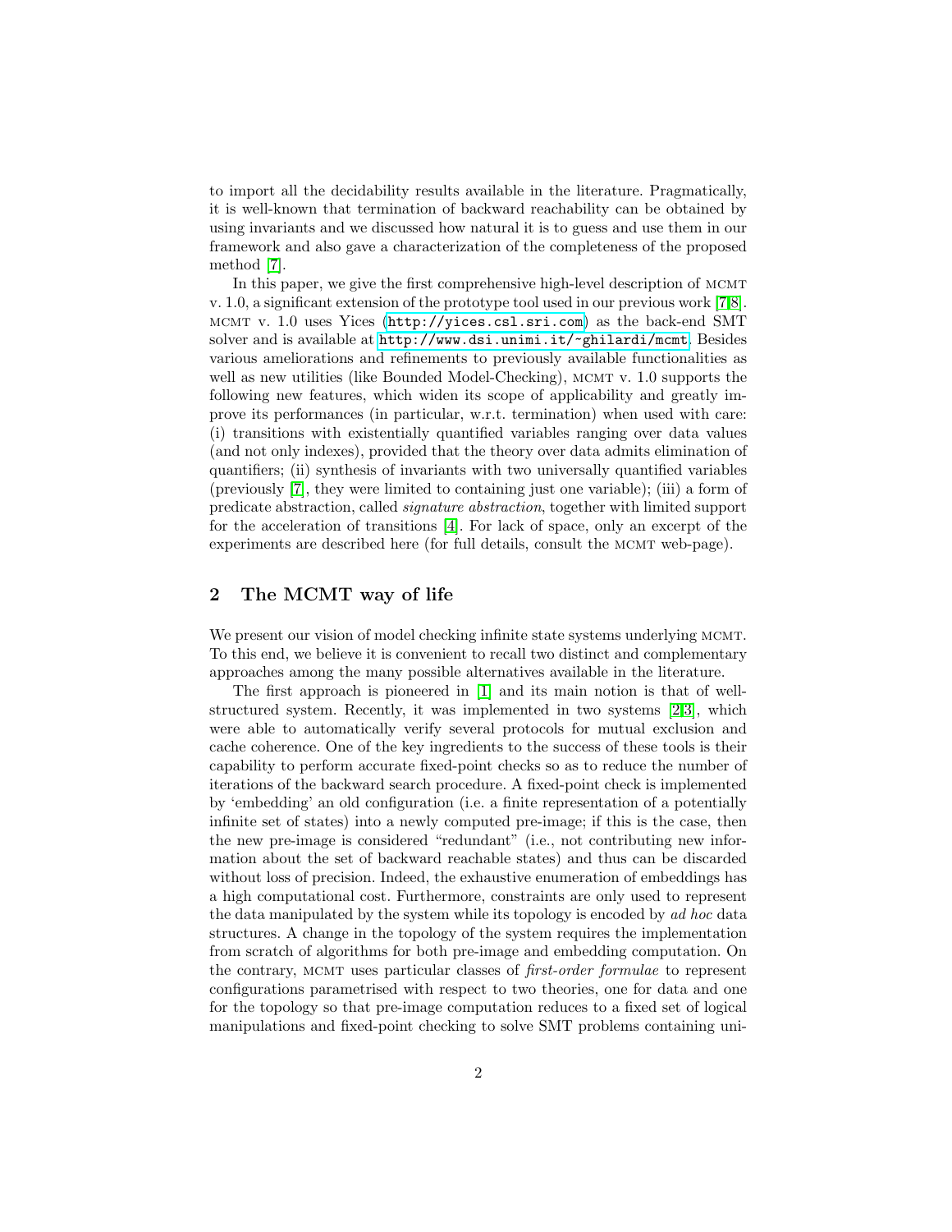to import all the decidability results available in the literature. Pragmatically, it is well-known that termination of backward reachability can be obtained by using invariants and we discussed how natural it is to guess and use them in our framework and also gave a characterization of the completeness of the proposed method [7].

In this paper, we give the first comprehensive high-level description of MCMT v. 1.0, a significant extension of the prototype tool used in our previous work [7,8]. MCMT v. 1.0 uses Yices (http://yices.csl.sri.com) as the back-end SMT solver and is available at http://www.dsi.unimi.it/~ghilardi/mcmt. Besides various ameliorations and refinements to previously available functionalities as well as new utilities (like Bounded Model-Checking), MCMT v. 1.0 supports the following new features, which widen its scope of applicability and greatly improve its performances (in particular, w.r.t. termination) when used with care: (i) transitions with existentially quantified variables ranging over data values (and not only indexes), provided that the theory over data admits elimination of quantifiers; (ii) synthesis of invariants with two universally quantified variables (previously [7], they were limited to containing just one variable); (iii) a form of predicate abstraction, called *signature abstraction*, together with limited support for the acceleration of transitions [4]. For lack of space, only an excerpt of the experiments are described here (for full details, consult the MCMT web-page).

## 2 The MCMT way of life

We present our vision of model checking infinite state systems underlying MCMT. To this end, we believe it is convenient to recall two distinct and complementary approaches among the many possible alternatives available in the literature.

The first approach is pioneered in [1] and its main notion is that of well-structured system. Recently, it was implemented in two systems [2,3], which were able to automatically verify several protocols for mutual exclusion and cache coherence. One of the key ingredients to the success of these tools is their capability to perform accurate fixed-point checks so as to reduce the number of iterations of the backward search procedure. A fixed-point check is implemented by 'embedding' an old configuration (i.e. a finite representation of a potentially infinite set of states) into a newly computed pre-image; if this is the case, then the new pre-image is considered "redundant" (i.e., not contributing new information about the set of backward reachable states) and thus can be discarded without loss of precision. Indeed, the exhaustive enumeration of embeddings has a high computational cost. Furthermore, constraints are only used to represent the data manipulated by the system while its topology is encoded by *ad hoc* data structures. A change in the topology of the system requires the implementation from scratch of algorithms for both pre-image and embedding computation. On the contrary, MCMT uses particular classes of *first-order formulae* to represent configurations parametrised with respect to two theories, one for data and one for the topology so that pre-image computation reduces to a fixed set of logical manipulations and fixed-point checking to solve SMT problems containing uni-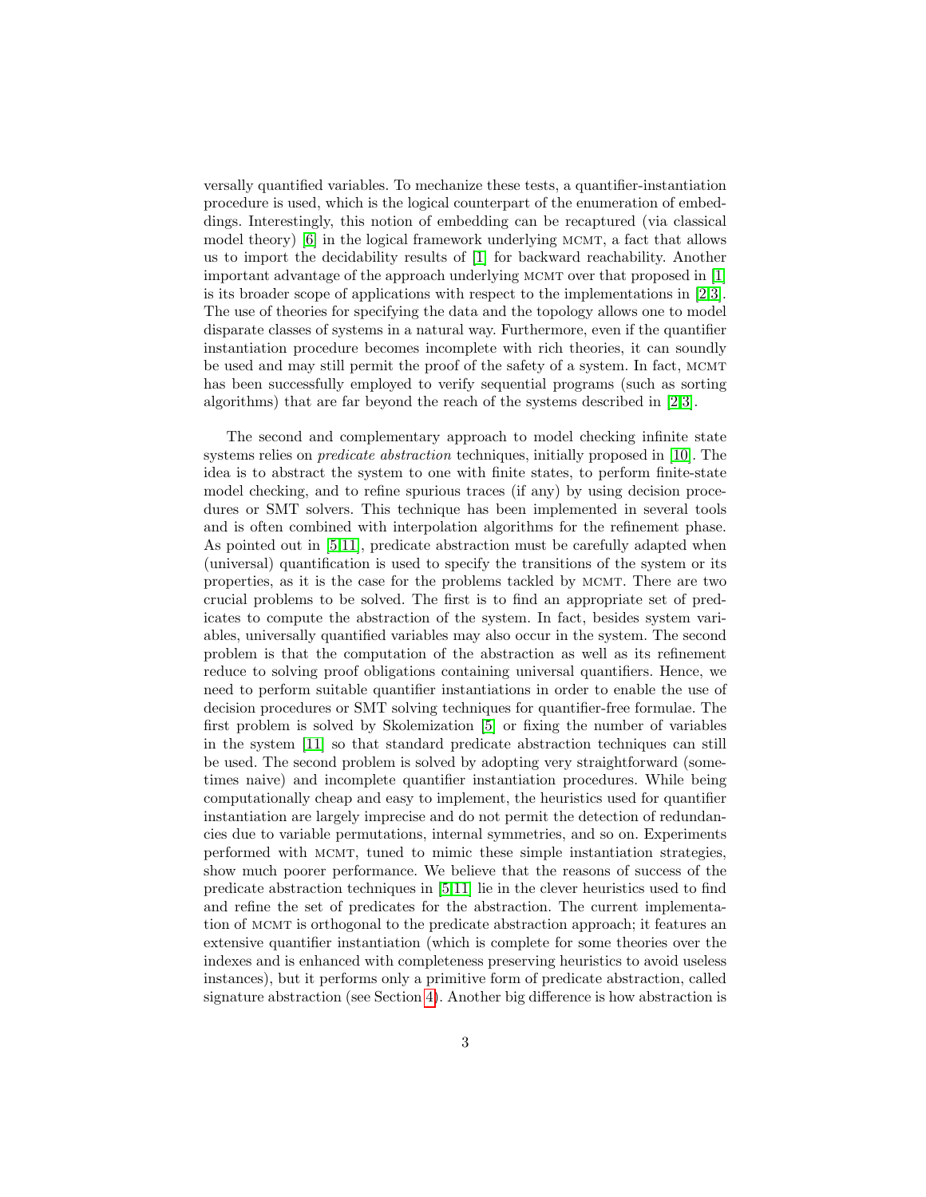versally quantified variables. To mechanize these tests, a quantifier-instantiation procedure is used, which is the logical counterpart of the enumeration of embeddings. Interestingly, this notion of embedding can be recaptured (via classical model theory) [6] in the logical framework underlying MCMT, a fact that allows us to import the decidability results of [1] for backward reachability. Another important advantage of the approach underlying MCMT over that proposed in [1] is its broader scope of applications with respect to the implementations in [2,3]. The use of theories for specifying the data and the topology allows one to model disparate classes of systems in a natural way. Furthermore, even if the quantifier instantiation procedure becomes incomplete with rich theories, it can soundly be used and may still permit the proof of the safety of a system. In fact, MCMT has been successfully employed to verify sequential programs (such as sorting algorithms) that are far beyond the reach of the systems described in [2,3].

The second and complementary approach to model checking infinite state systems relies on *predicate abstraction* techniques, initially proposed in [10]. The idea is to abstract the system to one with finite states, to perform finite-state model checking, and to refine spurious traces (if any) by using decision procedures or SMT solvers. This technique has been implemented in several tools and is often combined with interpolation algorithms for the refinement phase. As pointed out in [5,11], predicate abstraction must be carefully adapted when (universal) quantification is used to specify the transitions of the system or its properties, as it is the case for the problems tackled by MCMT. There are two crucial problems to be solved. The first is to find an appropriate set of predicates to compute the abstraction of the system. In fact, besides system variables, universally quantified variables may also occur in the system. The second problem is that the computation of the abstraction as well as its refinement reduce to solving proof obligations containing universal quantifiers. Hence, we need to perform suitable quantifier instantiations in order to enable the use of decision procedures or SMT solving techniques for quantifier-free formulae. The first problem is solved by Skolemization [5] or fixing the number of variables in the system [11] so that standard predicate abstraction techniques can still be used. The second problem is solved by adopting very straightforward (sometimes naive) and incomplete quantifier instantiation procedures. While being computationally cheap and easy to implement, the heuristics used for quantifier instantiation are largely imprecise and do not permit the detection of redundancies due to variable permutations, internal symmetries, and so on. Experiments performed with MCMT, tuned to mimic these simple instantiation strategies, show much poorer performance. We believe that the reasons of success of the predicate abstraction techniques in [5,11] lie in the clever heuristics used to find and refine the set of predicates for the abstraction. The current implementation of MCMT is orthogonal to the predicate abstraction approach; it features an extensive quantifier instantiation (which is complete for some theories over the indexes and is enhanced with completeness preserving heuristics to avoid useless instances), but it performs only a primitive form of predicate abstraction, called signature abstraction (see Section 4). Another big difference is how abstraction is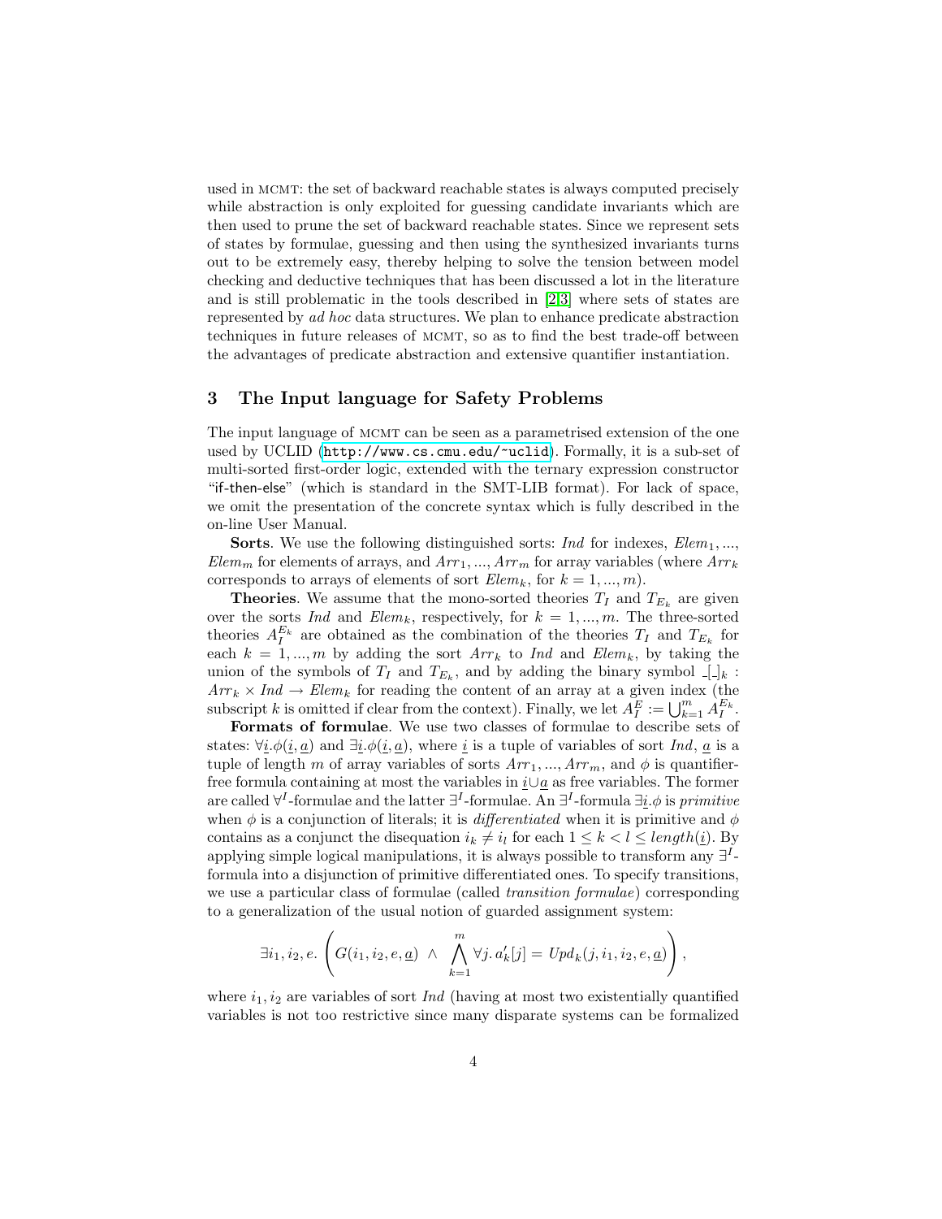used in MCMT: the set of backward reachable states is always computed precisely while abstraction is only exploited for guessing candidate invariants which are then used to prune the set of backward reachable states. Since we represent sets of states by formulae, guessing and then using the synthesized invariants turns out to be extremely easy, thereby helping to solve the tension between model checking and deductive techniques that has been discussed a lot in the literature and is still problematic in the tools described in [2,3] where sets of states are represented by *ad hoc* data structures. We plan to enhance predicate abstraction techniques in future releases of MCMT, so as to find the best trade-off between the advantages of predicate abstraction and extensive quantifier instantiation.

## 3 The Input language for Safety Problems

The input language of MCMT can be seen as a parametrised extension of the one used by UCLID (http://www.cs.cmu.edu/~uclid). Formally, it is a sub-set of multi-sorted first-order logic, extended with the ternary expression constructor "if-then-else" (which is standard in the SMT-LIB format). For lack of space, we omit the presentation of the concrete syntax which is fully described in the on-line User Manual.

**Sorts**. We use the following distinguished sorts: *Ind* for indexes, $Elem_1, ..., Elem_m$ for elements of arrays, and $Arr_1, ..., Arr_m$ for array variables (where $Arr_k$ corresponds to arrays of elements of sort $Elem_k$, for $k = 1, ..., m$).

**Theories**. We assume that the mono-sorted theories $T_I$ and $T_{E_k}$ are given over the sorts *Ind* and $Elem_k$, respectively, for $k = 1, ..., m$. The three-sorted theories $A_I^{E_k}$ are obtained as the combination of the theories $T_I$ and $T_{E_k}$ for each $k = 1, ..., m$ by adding the sort $Arr_k$ to *Ind* and $Elem_k$, by taking the union of the symbols of $T_I$ and $T_{E_k}$, and by adding the binary symbol $\_[\_]_k : Arr_k \times Ind \to Elem_k$ for reading the content of an array at a given index (the subscript $k$ is omitted if clear from the context). Finally, we let $A_I^E := \bigcup_{k=1}^m A_I^{E_k}$.

**Formats of formulae**. We use two classes of formulae to describe sets of states: $\forall \underline{i}.\phi(\underline{i}, \underline{a})$ and $\exists \underline{i}.\phi(\underline{i}, \underline{a})$, where $\underline{i}$ is a tuple of variables of sort *Ind*, $\underline{a}$ is a tuple of length $m$ of array variables of sorts $Arr_1, ..., Arr_m$, and $\phi$ is quantifier-free formula containing at most the variables in $\underline{i} \cup \underline{a}$ as free variables. The former are called $\forall^I$-formulae and the latter $\exists^I$-formulae. An $\exists^I$-formula $\exists \underline{i}.\phi$ is *primitive* when $\phi$ is a conjunction of literals; it is *differentiated* when it is primitive and $\phi$ contains as a conjunct the disequation $i_k \neq i_l$ for each $1 \leq k < l \leq length(\underline{i})$. By applying simple logical manipulations, it is always possible to transform any $\exists^I$-formula into a disjunction of primitive differentiated ones. To specify transitions, we use a particular class of formulae (called *transition formulae*) corresponding to a generalization of the usual notion of guarded assignment system:

$$\exists i_1, i_2, e. \left( G(i_1, i_2, e, \underline{a}) \ \wedge \ \bigwedge_{k=1}^{m} \forall j. \, a'_k[j] = Upd_k(j, i_1, i_2, e, \underline{a}) \right),$$

where $i_1, i_2$ are variables of sort *Ind* (having at most two existentially quantified variables is not too restrictive since many disparate systems can be formalized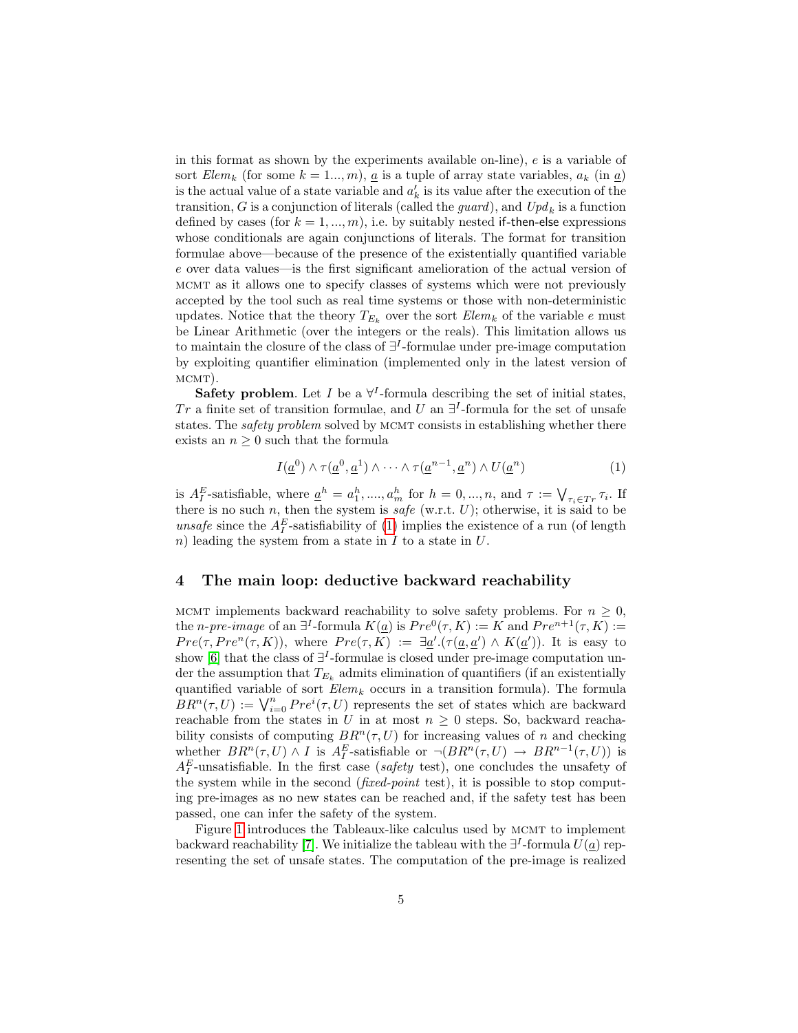in this format as shown by the experiments available on-line), $e$ is a variable of sort $Elem_k$ (for some $k = 1..., m$), $\underline{a}$ is a tuple of array state variables, $a_k$ (in $\underline{a}$) is the actual value of a state variable and $a'_k$ is its value after the execution of the transition, $G$ is a conjunction of literals (called the *guard*), and $Upd_k$ is a function defined by cases (for $k = 1, ..., m$), i.e. by suitably nested if-then-else expressions whose conditionals are again conjunctions of literals. The format for transition formulae above—because of the presence of the existentially quantified variable $e$ over data values—is the first significant amelioration of the actual version of MCMT as it allows one to specify classes of systems which were not previously accepted by the tool such as real time systems or those with non-deterministic updates. Notice that the theory $T_{E_k}$ over the sort $Elem_k$ of the variable $e$ must be Linear Arithmetic (over the integers or the reals). This limitation allows us to maintain the closure of the class of $\exists^I$-formulae under pre-image computation by exploiting quantifier elimination (implemented only in the latest version of MCMT).

**Safety problem**. Let $I$ be a $\forall^I$-formula describing the set of initial states, $Tr$ a finite set of transition formulae, and $U$ an $\exists^I$-formula for the set of unsafe states. The *safety problem* solved by MCMT consists in establishing whether there exists an $n \geq 0$ such that the formula

$$I(\underline{a}^0) \wedge \tau(\underline{a}^0, \underline{a}^1) \wedge \cdots \wedge \tau(\underline{a}^{n-1}, \underline{a}^n) \wedge U(\underline{a}^n) \tag{1}$$

is $A_I^E$-satisfiable, where $\underline{a}^h = a_1^h, ...., a_m^h$ for $h = 0, ..., n$, and $\tau := \bigvee_{\tau_i \in Tr} \tau_i$. If there is no such $n$, then the system is *safe* (w.r.t. $U$); otherwise, it is said to be *unsafe* since the $A_I^E$-satisfiability of (1) implies the existence of a run (of length $n$) leading the system from a state in $I$ to a state in $U$.

## 4 The main loop: deductive backward reachability

MCMT implements backward reachability to solve safety problems. For $n \geq 0$, the *n-pre-image* of an $\exists^I$-formula $K(\underline{a})$ is $Pre^0(\tau, K) := K$ and $Pre^{n+1}(\tau, K) := Pre(\tau, Pre^n(\tau, K))$, where $Pre(\tau, K) := \exists \underline{a}'.(\tau(\underline{a}, \underline{a}') \wedge K(\underline{a}'))$. It is easy to show [6] that the class of $\exists^I$-formulae is closed under pre-image computation under the assumption that $T_{E_k}$ admits elimination of quantifiers (if an existentially quantified variable of sort $Elem_k$ occurs in a transition formula). The formula $BR^n(\tau, U) := \bigvee_{i=0}^n Pre^i(\tau, U)$ represents the set of states which are backward reachable from the states in $U$ in at most $n \geq 0$ steps. So, backward reachability consists of computing $BR^n(\tau, U)$ for increasing values of $n$ and checking whether $BR^n(\tau, U) \wedge I$ is $A_I^E$-satisfiable or $\neg(BR^n(\tau, U) \rightarrow BR^{n-1}(\tau, U))$ is $A_I^E$-unsatisfiable. In the first case (*safety* test), one concludes the unsafety of the system while in the second (*fixed-point* test), it is possible to stop computing pre-images as no new states can be reached and, if the safety test has been passed, one can infer the safety of the system.

Figure 1 introduces the Tableaux-like calculus used by MCMT to implement backward reachability [7]. We initialize the tableau with the $\exists^I$-formula $U(\underline{a})$ representing the set of unsafe states. The computation of the pre-image is realized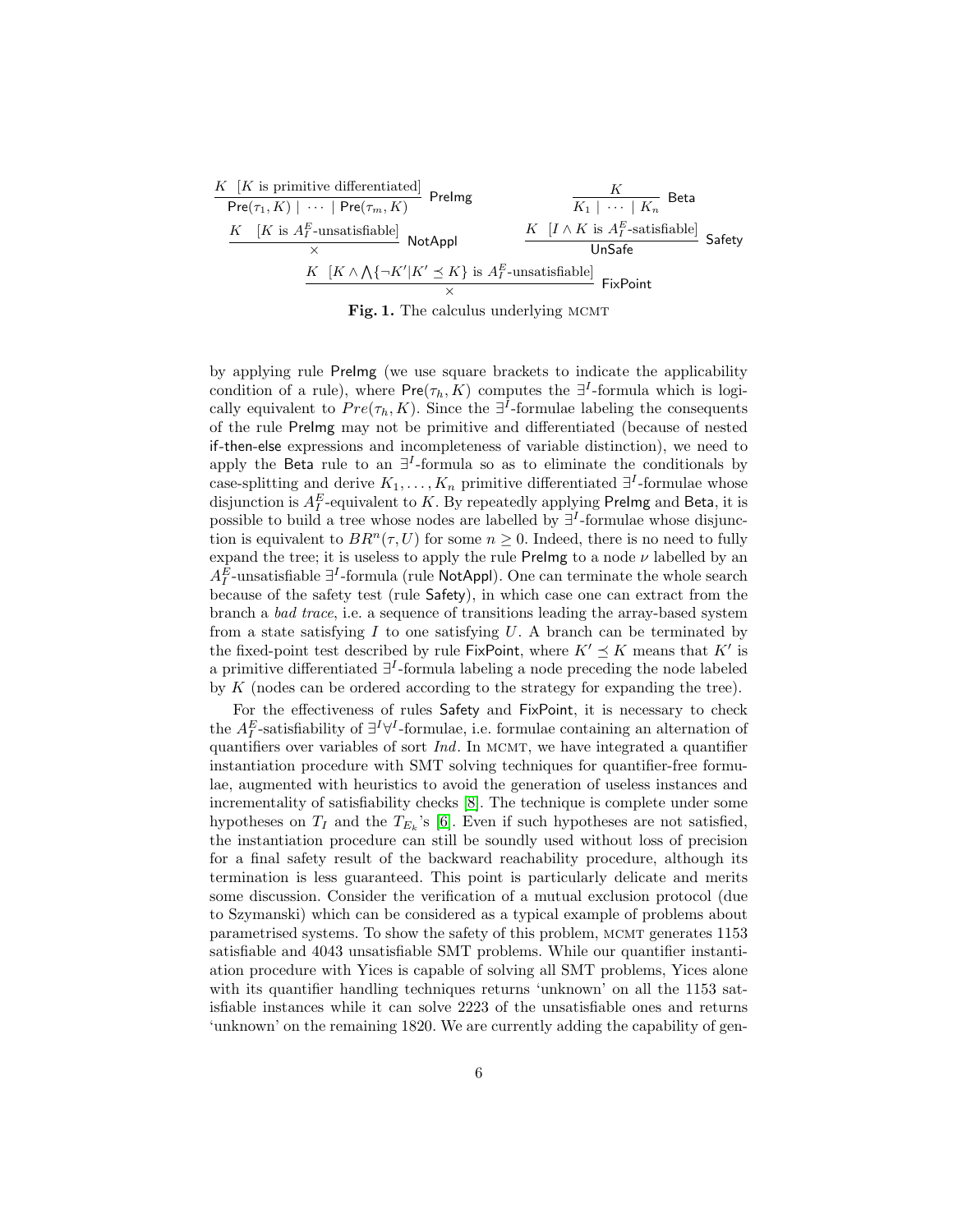$$\frac{K \quad [K \text{ is primitive differentiated}]}{\mathsf{Pre}(\tau_1, K) \mid \cdots \mid \mathsf{Pre}(\tau_m, K)} \ \mathsf{PreImg} \qquad \frac{K}{K_1 \mid \cdots \mid K_n} \ \mathsf{Beta}$$

$$\frac{K \quad [K \text{ is } A_I^E\text{-unsatisfiable}]}{\times} \ \mathsf{NotAppl} \qquad \frac{K \quad [I \wedge K \text{ is } A_I^E\text{-satisfiable}]}{\mathsf{UnSafe}} \ \mathsf{Safety}$$

$$\frac{K \quad [K \wedge \bigwedge\{\neg K' | K' \preceq K\} \text{ is } A_I^E\text{-unsatisfiable}]}{\times} \ \mathsf{FixPoint}$$

**Fig. 1.** The calculus underlying MCMT

by applying rule PreImg (we use square brackets to indicate the applicability condition of a rule), where $\mathsf{Pre}(\tau_h, K)$ computes the $\exists^I$-formula which is logically equivalent to $Pre(\tau_h, K)$. Since the $\exists^I$-formulae labeling the consequents of the rule PreImg may not be primitive and differentiated (because of nested if-then-else expressions and incompleteness of variable distinction), we need to apply the Beta rule to an $\exists^I$-formula so as to eliminate the conditionals by case-splitting and derive $K_1, \ldots, K_n$ primitive differentiated $\exists^I$-formulae whose disjunction is $A_I^E$-equivalent to $K$. By repeatedly applying PreImg and Beta, it is possible to build a tree whose nodes are labelled by $\exists^I$-formulae whose disjunction is equivalent to $BR^n(\tau, U)$ for some $n \geq 0$. Indeed, there is no need to fully expand the tree; it is useless to apply the rule PreImg to a node $\nu$ labelled by an $A_I^E$-unsatisfiable $\exists^I$-formula (rule NotAppl). One can terminate the whole search because of the safety test (rule Safety), in which case one can extract from the branch a *bad trace*, i.e. a sequence of transitions leading the array-based system from a state satisfying $I$ to one satisfying $U$. A branch can be terminated by the fixed-point test described by rule FixPoint, where $K' \preceq K$ means that $K'$ is a primitive differentiated $\exists^I$-formula labeling a node preceding the node labeled by $K$ (nodes can be ordered according to the strategy for expanding the tree).

For the effectiveness of rules Safety and FixPoint, it is necessary to check the $A_I^E$-satisfiability of $\exists^I\forall^I$-formulae, i.e. formulae containing an alternation of quantifiers over variables of sort $Ind$. In MCMT, we have integrated a quantifier instantiation procedure with SMT solving techniques for quantifier-free formulae, augmented with heuristics to avoid the generation of useless instances and incrementality of satisfiability checks [8]. The technique is complete under some hypotheses on $T_I$ and the $T_{E_k}$'s [6]. Even if such hypotheses are not satisfied, the instantiation procedure can still be soundly used without loss of precision for a final safety result of the backward reachability procedure, although its termination is less guaranteed. This point is particularly delicate and merits some discussion. Consider the verification of a mutual exclusion protocol (due to Szymanski) which can be considered as a typical example of problems about parametrised systems. To show the safety of this problem, MCMT generates 1153 satisfiable and 4043 unsatisfiable SMT problems. While our quantifier instantiation procedure with Yices is capable of solving all SMT problems, Yices alone with its quantifier handling techniques returns 'unknown' on all the 1153 satisfiable instances while it can solve 2223 of the unsatisfiable ones and returns 'unknown' on the remaining 1820. We are currently adding the capability of gen-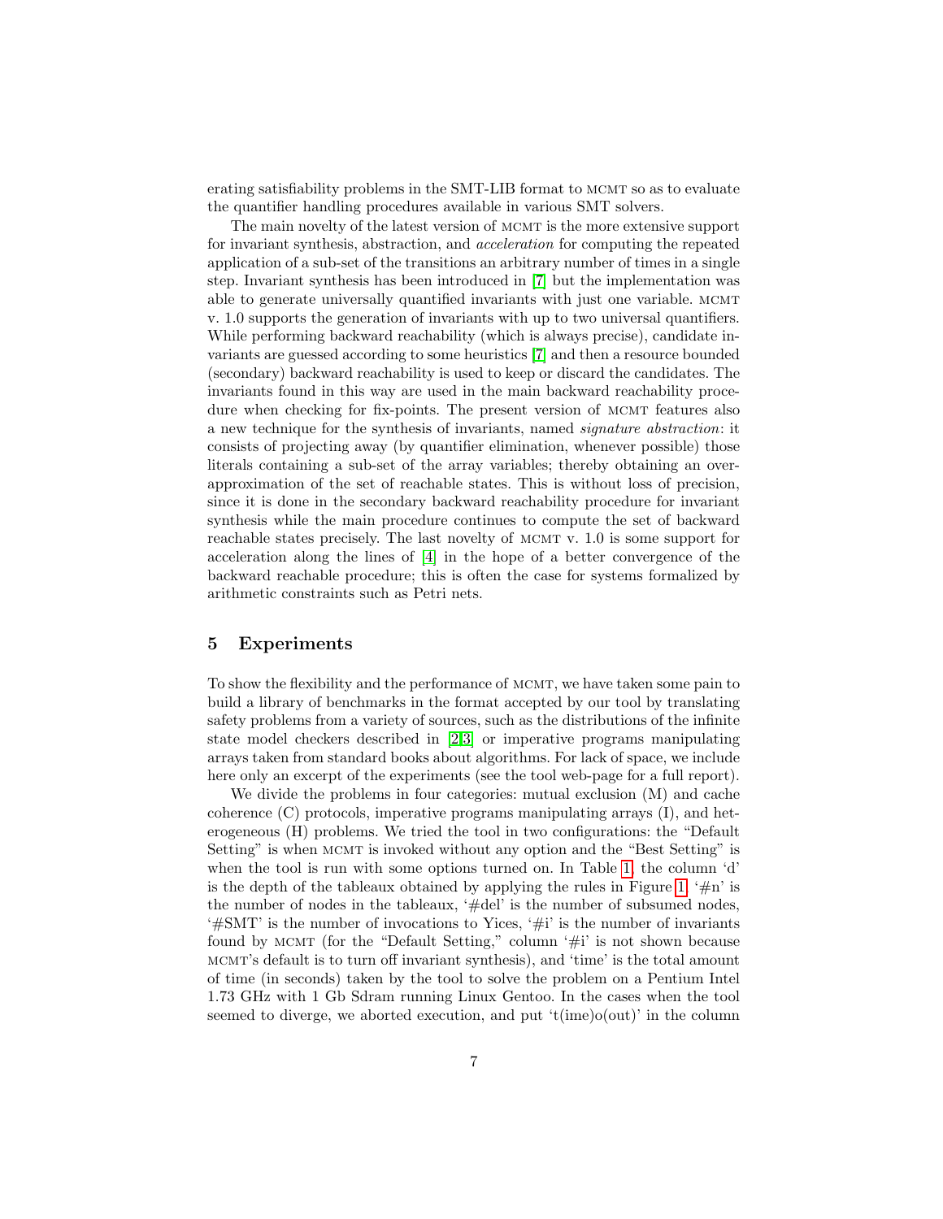erating satisfiability problems in the SMT-LIB format to MCMT so as to evaluate the quantifier handling procedures available in various SMT solvers.

The main novelty of the latest version of MCMT is the more extensive support for invariant synthesis, abstraction, and *acceleration* for computing the repeated application of a sub-set of the transitions an arbitrary number of times in a single step. Invariant synthesis has been introduced in [7] but the implementation was able to generate universally quantified invariants with just one variable. MCMT v. 1.0 supports the generation of invariants with up to two universal quantifiers. While performing backward reachability (which is always precise), candidate invariants are guessed according to some heuristics [7] and then a resource bounded (secondary) backward reachability is used to keep or discard the candidates. The invariants found in this way are used in the main backward reachability procedure when checking for fix-points. The present version of MCMT features also a new technique for the synthesis of invariants, named *signature abstraction*: it consists of projecting away (by quantifier elimination, whenever possible) those literals containing a sub-set of the array variables; thereby obtaining an over-approximation of the set of reachable states. This is without loss of precision, since it is done in the secondary backward reachability procedure for invariant synthesis while the main procedure continues to compute the set of backward reachable states precisely. The last novelty of MCMT v. 1.0 is some support for acceleration along the lines of [4] in the hope of a better convergence of the backward reachable procedure; this is often the case for systems formalized by arithmetic constraints such as Petri nets.

## 5 Experiments

To show the flexibility and the performance of MCMT, we have taken some pain to build a library of benchmarks in the format accepted by our tool by translating safety problems from a variety of sources, such as the distributions of the infinite state model checkers described in [2,3] or imperative programs manipulating arrays taken from standard books about algorithms. For lack of space, we include here only an excerpt of the experiments (see the tool web-page for a full report).

We divide the problems in four categories: mutual exclusion (M) and cache coherence (C) protocols, imperative programs manipulating arrays (I), and heterogeneous (H) problems. We tried the tool in two configurations: the "Default Setting" is when MCMT is invoked without any option and the "Best Setting" is when the tool is run with some options turned on. In Table 1, the column 'd' is the depth of the tableaux obtained by applying the rules in Figure 1, '#n' is the number of nodes in the tableaux, '#del' is the number of subsumed nodes, '#SMT' is the number of invocations to Yices, '#i' is the number of invariants found by MCMT (for the "Default Setting," column '#i' is not shown because MCMT's default is to turn off invariant synthesis), and 'time' is the total amount of time (in seconds) taken by the tool to solve the problem on a Pentium Intel 1.73 GHz with 1 Gb Sdram running Linux Gentoo. In the cases when the tool seemed to diverge, we aborted execution, and put 't(ime)o(out)' in the column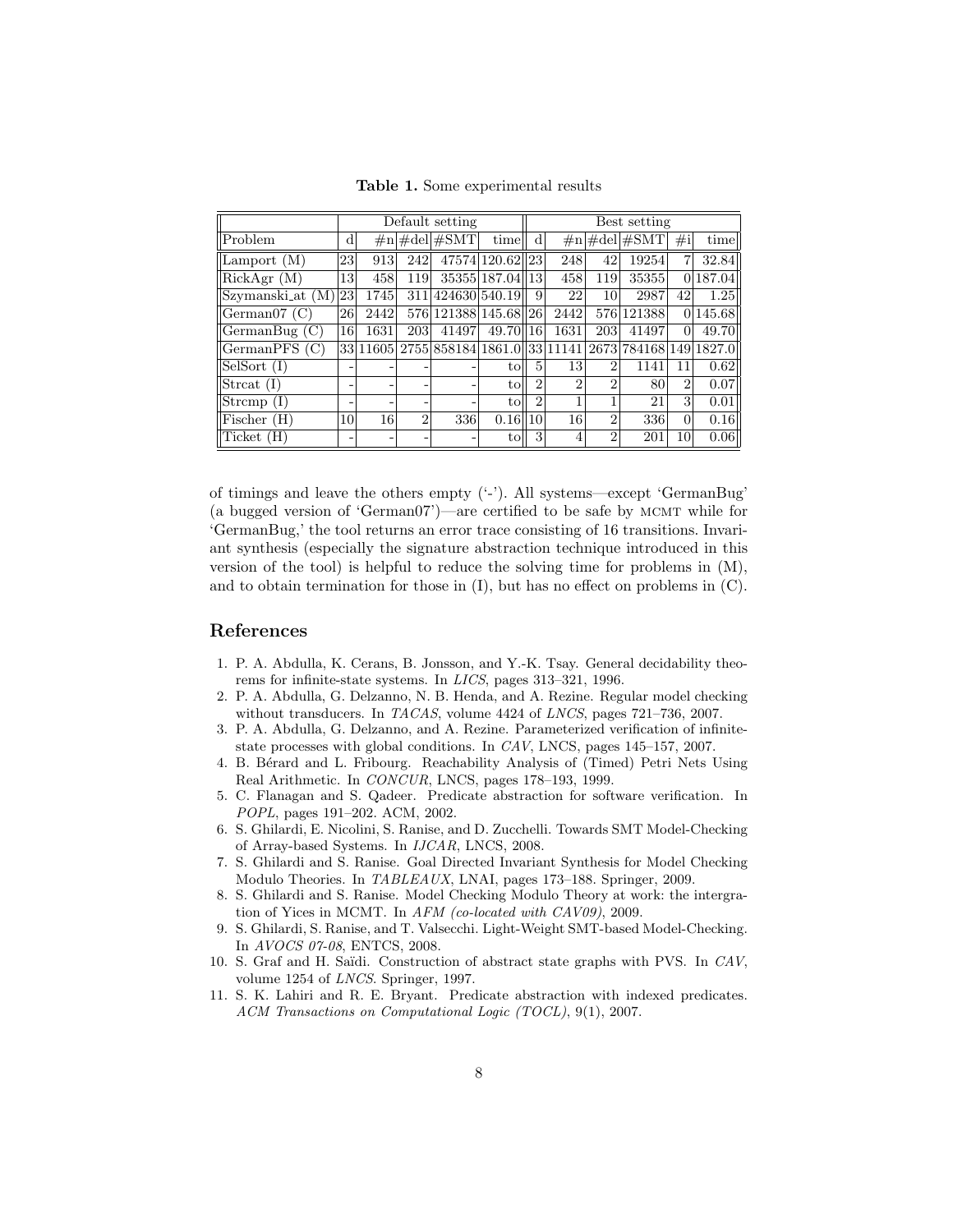**Table 1.** Some experimental results

| | Default setting | | | | | Best setting | | | | | |
|---|---|---|---|---|---|---|---|---|---|---|---|
| Problem | d | #n | #del | #SMT | time | d | #n | #del | #SMT | #i | time |
| Lamport (M) | 23 | 913 | 242 | 47574 | 120.62 | 23 | 248 | 42 | 19254 | 7 | 32.84 |
| RickAgr (M) | 13 | 458 | 119 | 35355 | 187.04 | 13 | 458 | 119 | 35355 | 0 | 187.04 |
| Szymanski_at (M) | 23 | 1745 | 311 | 424630 | 540.19 | 9 | 22 | 10 | 2987 | 42 | 1.25 |
| German07 (C) | 26 | 2442 | 576 | 121388 | 145.68 | 26 | 2442 | 576 | 121388 | 0 | 145.68 |
| GermanBug (C) | 16 | 1631 | 203 | 41497 | 49.70 | 16 | 1631 | 203 | 41497 | 0 | 49.70 |
| GermanPFS (C) | 33 | 11605 | 2755 | 858184 | 1861.0 | 33 | 11141 | 2673 | 784168 | 149 | 1827.0 |
| SelSort (I) | - | - | - | - | to | 5 | 13 | 2 | 1141 | 11 | 0.62 |
| Strcat (I) | - | - | - | - | to | 2 | 2 | 2 | 80 | 2 | 0.07 |
| Strcmp (I) | - | - | - | - | to | 2 | 1 | 1 | 21 | 3 | 0.01 |
| Fischer (H) | 10 | 16 | 2 | 336 | 0.16 | 10 | 16 | 2 | 336 | 0 | 0.16 |
| Ticket (H) | - | - | - | - | to | 3 | 4 | 2 | 201 | 10 | 0.06 |

of timings and leave the others empty ('-'). All systems—except 'GermanBug' (a bugged version of 'German07')—are certified to be safe by MCMT while for 'GermanBug,' the tool returns an error trace consisting of 16 transitions. Invariant synthesis (especially the signature abstraction technique introduced in this version of the tool) is helpful to reduce the solving time for problems in (M), and to obtain termination for those in (I), but has no effect on problems in (C).

## References

1. P. A. Abdulla, K. Cerans, B. Jonsson, and Y.-K. Tsay. General decidability theorems for infinite-state systems. In *LICS*, pages 313–321, 1996.
2. P. A. Abdulla, G. Delzanno, N. B. Henda, and A. Rezine. Regular model checking without transducers. In *TACAS*, volume 4424 of *LNCS*, pages 721–736, 2007.
3. P. A. Abdulla, G. Delzanno, and A. Rezine. Parameterized verification of infinite-state processes with global conditions. In *CAV*, LNCS, pages 145–157, 2007.
4. B. Bérard and L. Fribourg. Reachability Analysis of (Timed) Petri Nets Using Real Arithmetic. In *CONCUR*, LNCS, pages 178–193, 1999.
5. C. Flanagan and S. Qadeer. Predicate abstraction for software verification. In *POPL*, pages 191–202. ACM, 2002.
6. S. Ghilardi, E. Nicolini, S. Ranise, and D. Zucchelli. Towards SMT Model-Checking of Array-based Systems. In *IJCAR*, LNCS, 2008.
7. S. Ghilardi and S. Ranise. Goal Directed Invariant Synthesis for Model Checking Modulo Theories. In *TABLEAUX*, LNAI, pages 173–188. Springer, 2009.
8. S. Ghilardi and S. Ranise. Model Checking Modulo Theory at work: the intergration of Yices in MCMT. In *AFM (co-located with CAV09)*, 2009.
9. S. Ghilardi, S. Ranise, and T. Valsecchi. Light-Weight SMT-based Model-Checking. In *AVOCS 07-08*, ENTCS, 2008.
10. S. Graf and H. Saïdi. Construction of abstract state graphs with PVS. In *CAV*, volume 1254 of *LNCS*. Springer, 1997.
11. S. K. Lahiri and R. E. Bryant. Predicate abstraction with indexed predicates. *ACM Transactions on Computational Logic (TOCL)*, 9(1), 2007.